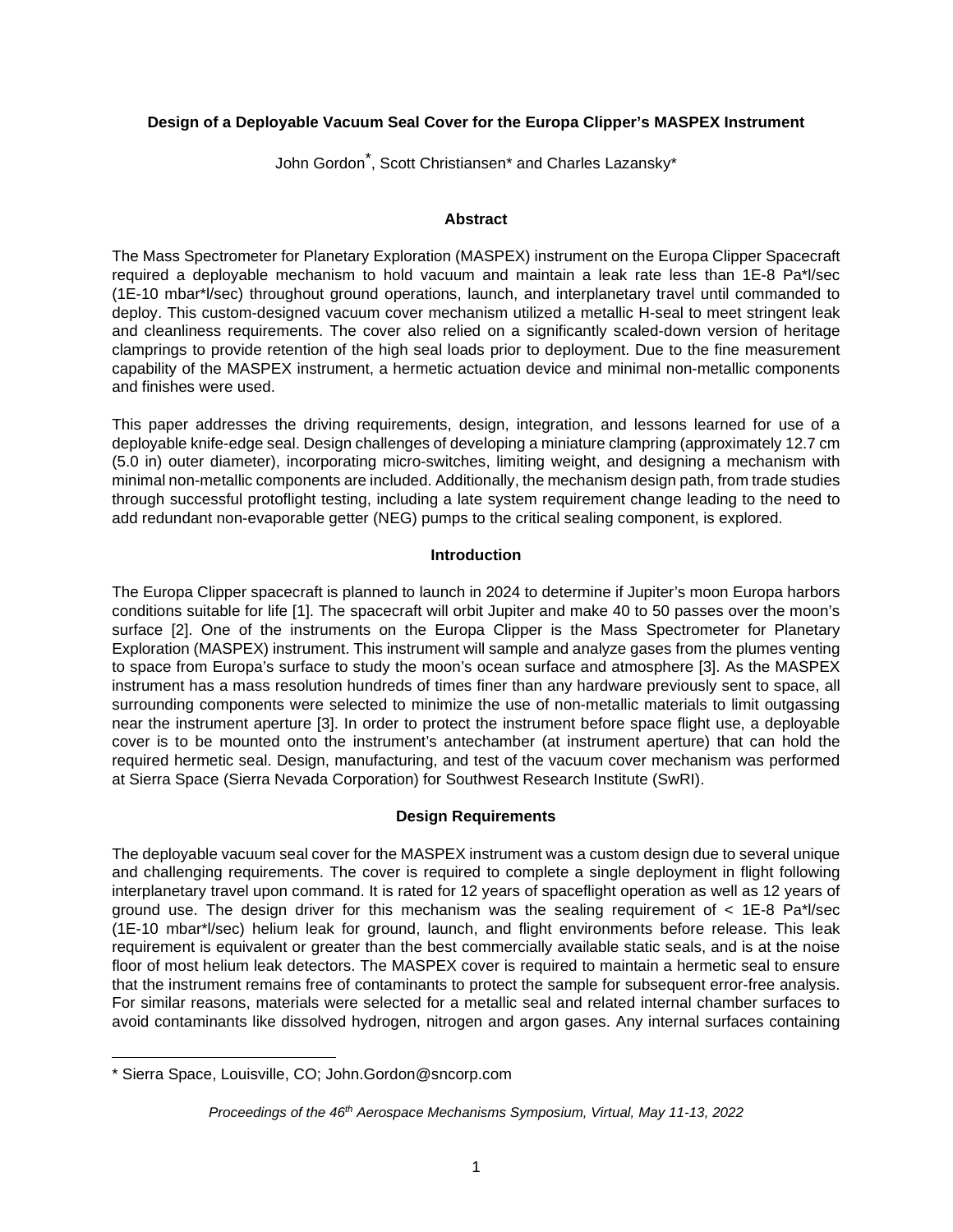# Design of a Deployable Vacuum Seal Cover for the Europa Clipper's MASPEX Instrument

John Gordon*, Scott Christiansen* and Charles Lazansky*

## Abstract

The Mass Spectrometer for Planetary Exploration (MASPEX) instrument on the Europa Clipper Spacecraft required a deployable mechanism to hold vacuum and maintain a leak rate less than 1E-8 Pa*l/sec (1E-10 mbar*l/sec) throughout ground operations, launch, and interplanetary travel until commanded to deploy. This custom-designed vacuum cover mechanism utilized a metallic H-seal to meet stringent leak and cleanliness requirements. The cover also relied on a significantly scaled-down version of heritage clamprings to provide retention of the high seal loads prior to deployment. Due to the fine measurement capability of the MASPEX instrument, a hermetic actuation device and minimal non-metallic components and finishes were used.

This paper addresses the driving requirements, design, integration, and lessons learned for use of a deployable knife-edge seal. Design challenges of developing a miniature clampring (approximately 12.7 cm (5.0 in) outer diameter), incorporating micro-switches, limiting weight, and designing a mechanism with minimal non-metallic components are included. Additionally, the mechanism design path, from trade studies through successful protoflight testing, including a late system requirement change leading to the need to add redundant non-evaporable getter (NEG) pumps to the critical sealing component, is explored.

## Introduction

The Europa Clipper spacecraft is planned to launch in 2024 to determine if Jupiter's moon Europa harbors conditions suitable for life [1]. The spacecraft will orbit Jupiter and make 40 to 50 passes over the moon's surface [2]. One of the instruments on the Europa Clipper is the Mass Spectrometer for Planetary Exploration (MASPEX) instrument. This instrument will sample and analyze gases from the plumes venting to space from Europa's surface to study the moon's ocean surface and atmosphere [3]. As the MASPEX instrument has a mass resolution hundreds of times finer than any hardware previously sent to space, all surrounding components were selected to minimize the use of non-metallic materials to limit outgassing near the instrument aperture [3]. In order to protect the instrument before space flight use, a deployable cover is to be mounted onto the instrument's antechamber (at instrument aperture) that can hold the required hermetic seal. Design, manufacturing, and test of the vacuum cover mechanism was performed at Sierra Space (Sierra Nevada Corporation) for Southwest Research Institute (SwRI).

## Design Requirements

The deployable vacuum seal cover for the MASPEX instrument was a custom design due to several unique and challenging requirements. The cover is required to complete a single deployment in flight following interplanetary travel upon command. It is rated for 12 years of spaceflight operation as well as 12 years of ground use. The design driver for this mechanism was the sealing requirement of < 1E-8 Pa*l/sec (1E-10 mbar*l/sec) helium leak for ground, launch, and flight environments before release. This leak requirement is equivalent or greater than the best commercially available static seals, and is at the noise floor of most helium leak detectors. The MASPEX cover is required to maintain a hermetic seal to ensure that the instrument remains free of contaminants to protect the sample for subsequent error-free analysis. For similar reasons, materials were selected for a metallic seal and related internal chamber surfaces to avoid contaminants like dissolved hydrogen, nitrogen and argon gases. Any internal surfaces containing

---

* Sierra Space, Louisville, CO; John.Gordon@sncorp.com

*Proceedings of the 46th Aerospace Mechanisms Symposium, Virtual, May 11-13, 2022*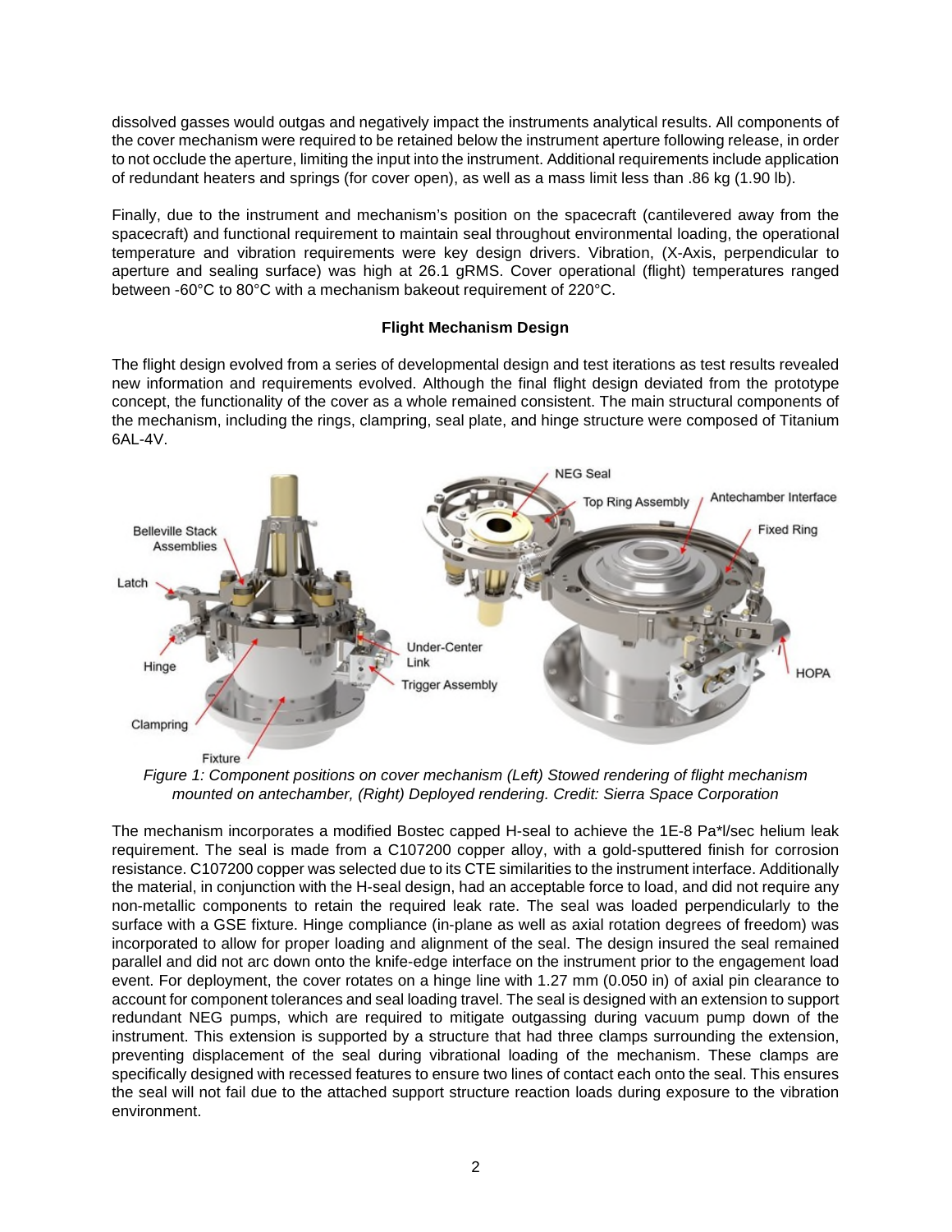dissolved gasses would outgas and negatively impact the instruments analytical results. All components of the cover mechanism were required to be retained below the instrument aperture following release, in order to not occlude the aperture, limiting the input into the instrument. Additional requirements include application of redundant heaters and springs (for cover open), as well as a mass limit less than .86 kg (1.90 lb).

Finally, due to the instrument and mechanism's position on the spacecraft (cantilevered away from the spacecraft) and functional requirement to maintain seal throughout environmental loading, the operational temperature and vibration requirements were key design drivers. Vibration, (X-Axis, perpendicular to aperture and sealing surface) was high at 26.1 gRMS. Cover operational (flight) temperatures ranged between -60°C to 80°C with a mechanism bakeout requirement of 220°C.

## Flight Mechanism Design

The flight design evolved from a series of developmental design and test iterations as test results revealed new information and requirements evolved. Although the final flight design deviated from the prototype concept, the functionality of the cover as a whole remained consistent. The main structural components of the mechanism, including the rings, clampring, seal plate, and hinge structure were composed of Titanium 6AL-4V.

*Figure 1: Component positions on cover mechanism (Left) Stowed rendering of flight mechanism mounted on antechamber, (Right) Deployed rendering. Credit: Sierra Space Corporation*

The mechanism incorporates a modified Bostec capped H-seal to achieve the 1E-8 Pa*l/sec helium leak requirement. The seal is made from a C107200 copper alloy, with a gold-sputtered finish for corrosion resistance. C107200 copper was selected due to its CTE similarities to the instrument interface. Additionally the material, in conjunction with the H-seal design, had an acceptable force to load, and did not require any non-metallic components to retain the required leak rate. The seal was loaded perpendicularly to the surface with a GSE fixture. Hinge compliance (in-plane as well as axial rotation degrees of freedom) was incorporated to allow for proper loading and alignment of the seal. The design insured the seal remained parallel and did not arc down onto the knife-edge interface on the instrument prior to the engagement load event. For deployment, the cover rotates on a hinge line with 1.27 mm (0.050 in) of axial pin clearance to account for component tolerances and seal loading travel. The seal is designed with an extension to support redundant NEG pumps, which are required to mitigate outgassing during vacuum pump down of the instrument. This extension is supported by a structure that had three clamps surrounding the extension, preventing displacement of the seal during vibrational loading of the mechanism. These clamps are specifically designed with recessed features to ensure two lines of contact each onto the seal. This ensures the seal will not fail due to the attached support structure reaction loads during exposure to the vibration environment.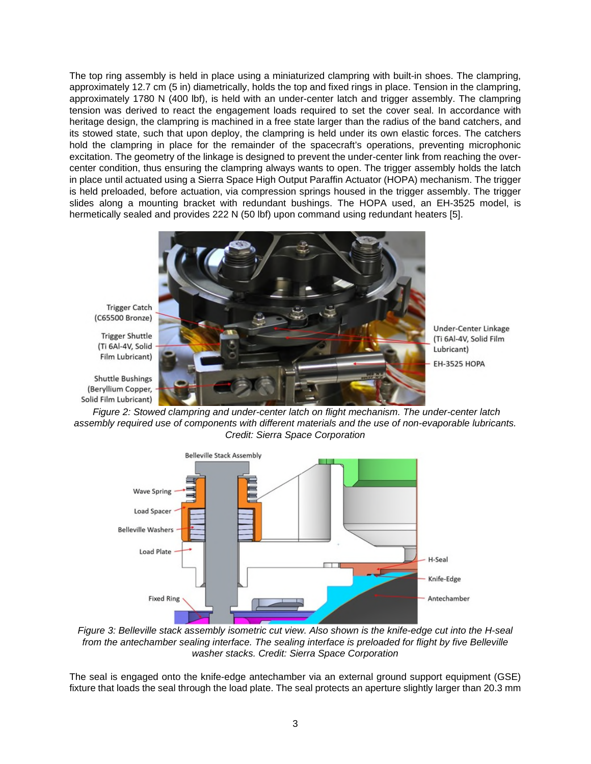The top ring assembly is held in place using a miniaturized clampring with built-in shoes. The clampring, approximately 12.7 cm (5 in) diametrically, holds the top and fixed rings in place. Tension in the clampring, approximately 1780 N (400 lbf), is held with an under-center latch and trigger assembly. The clampring tension was derived to react the engagement loads required to set the cover seal. In accordance with heritage design, the clampring is machined in a free state larger than the radius of the band catchers, and its stowed state, such that upon deploy, the clampring is held under its own elastic forces. The catchers hold the clampring in place for the remainder of the spacecraft's operations, preventing microphonic excitation. The geometry of the linkage is designed to prevent the under-center link from reaching the over-center condition, thus ensuring the clampring always wants to open. The trigger assembly holds the latch in place until actuated using a Sierra Space High Output Paraffin Actuator (HOPA) mechanism. The trigger is held preloaded, before actuation, via compression springs housed in the trigger assembly. The trigger slides along a mounting bracket with redundant bushings. The HOPA used, an EH-3525 model, is hermetically sealed and provides 222 N (50 lbf) upon command using redundant heaters [5].

*Figure 2: Stowed clampring and under-center latch on flight mechanism. The under-center latch assembly required use of components with different materials and the use of non-evaporable lubricants. Credit: Sierra Space Corporation*

*Figure 3: Belleville stack assembly isometric cut view. Also shown is the knife-edge cut into the H-seal from the antechamber sealing interface. The sealing interface is preloaded for flight by five Belleville washer stacks. Credit: Sierra Space Corporation*

The seal is engaged onto the knife-edge antechamber via an external ground support equipment (GSE) fixture that loads the seal through the load plate. The seal protects an aperture slightly larger than 20.3 mm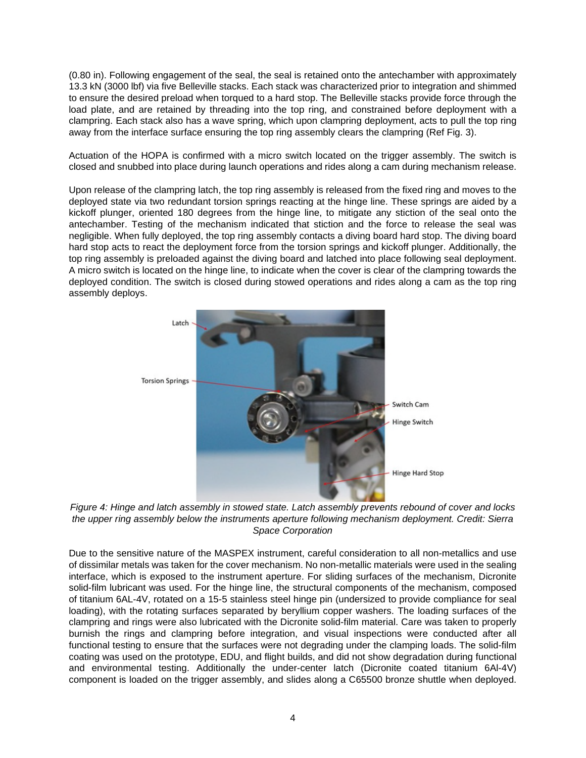(0.80 in). Following engagement of the seal, the seal is retained onto the antechamber with approximately 13.3 kN (3000 lbf) via five Belleville stacks. Each stack was characterized prior to integration and shimmed to ensure the desired preload when torqued to a hard stop. The Belleville stacks provide force through the load plate, and are retained by threading into the top ring, and constrained before deployment with a clampring. Each stack also has a wave spring, which upon clampring deployment, acts to pull the top ring away from the interface surface ensuring the top ring assembly clears the clampring (Ref Fig. 3).

Actuation of the HOPA is confirmed with a micro switch located on the trigger assembly. The switch is closed and snubbed into place during launch operations and rides along a cam during mechanism release.

Upon release of the clampring latch, the top ring assembly is released from the fixed ring and moves to the deployed state via two redundant torsion springs reacting at the hinge line. These springs are aided by a kickoff plunger, oriented 180 degrees from the hinge line, to mitigate any stiction of the seal onto the antechamber. Testing of the mechanism indicated that stiction and the force to release the seal was negligible. When fully deployed, the top ring assembly contacts a diving board hard stop. The diving board hard stop acts to react the deployment force from the torsion springs and kickoff plunger. Additionally, the top ring assembly is preloaded against the diving board and latched into place following seal deployment. A micro switch is located on the hinge line, to indicate when the cover is clear of the clampring towards the deployed condition. The switch is closed during stowed operations and rides along a cam as the top ring assembly deploys.

*Figure 4: Hinge and latch assembly in stowed state. Latch assembly prevents rebound of cover and locks the upper ring assembly below the instruments aperture following mechanism deployment. Credit: Sierra Space Corporation*

Due to the sensitive nature of the MASPEX instrument, careful consideration to all non-metallics and use of dissimilar metals was taken for the cover mechanism. No non-metallic materials were used in the sealing interface, which is exposed to the instrument aperture. For sliding surfaces of the mechanism, Dicronite solid-film lubricant was used. For the hinge line, the structural components of the mechanism, composed of titanium 6AL-4V, rotated on a 15-5 stainless steel hinge pin (undersized to provide compliance for seal loading), with the rotating surfaces separated by beryllium copper washers. The loading surfaces of the clampring and rings were also lubricated with the Dicronite solid-film material. Care was taken to properly burnish the rings and clampring before integration, and visual inspections were conducted after all functional testing to ensure that the surfaces were not degrading under the clamping loads. The solid-film coating was used on the prototype, EDU, and flight builds, and did not show degradation during functional and environmental testing. Additionally the under-center latch (Dicronite coated titanium 6Al-4V) component is loaded on the trigger assembly, and slides along a C65500 bronze shuttle when deployed.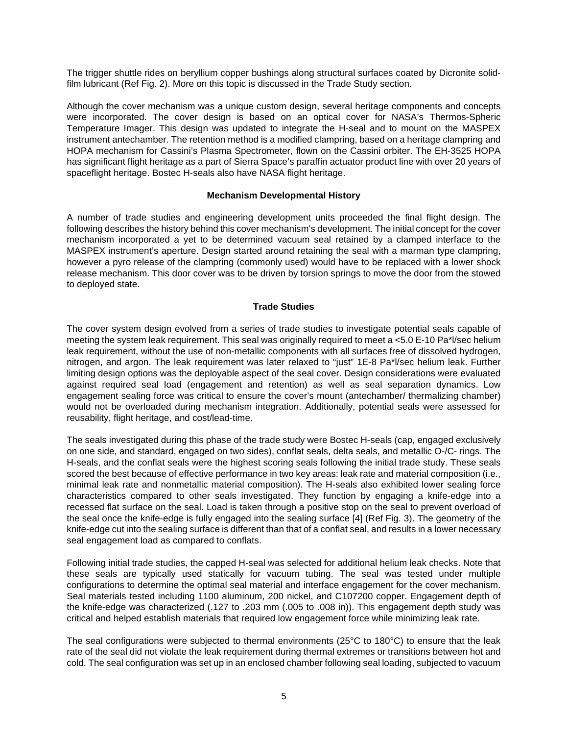The trigger shuttle rides on beryllium copper bushings along structural surfaces coated by Dicronite solid-film lubricant (Ref Fig. 2). More on this topic is discussed in the Trade Study section.

Although the cover mechanism was a unique custom design, several heritage components and concepts were incorporated. The cover design is based on an optical cover for NASA's Thermos-Spheric Temperature Imager. This design was updated to integrate the H-seal and to mount on the MASPEX instrument antechamber. The retention method is a modified clampring, based on a heritage clampring and HOPA mechanism for Cassini's Plasma Spectrometer, flown on the Cassini orbiter. The EH-3525 HOPA has significant flight heritage as a part of Sierra Space's paraffin actuator product line with over 20 years of spaceflight heritage. Bostec H-seals also have NASA flight heritage.

### Mechanism Developmental History

A number of trade studies and engineering development units proceeded the final flight design. The following describes the history behind this cover mechanism's development. The initial concept for the cover mechanism incorporated a yet to be determined vacuum seal retained by a clamped interface to the MASPEX instrument's aperture. Design started around retaining the seal with a marman type clampring, however a pyro release of the clampring (commonly used) would have to be replaced with a lower shock release mechanism. This door cover was to be driven by torsion springs to move the door from the stowed to deployed state.

### Trade Studies

The cover system design evolved from a series of trade studies to investigate potential seals capable of meeting the system leak requirement. This seal was originally required to meet a <5.0 E-10 Pa*l/sec helium leak requirement, without the use of non-metallic components with all surfaces free of dissolved hydrogen, nitrogen, and argon. The leak requirement was later relaxed to "just" 1E-8 Pa*l/sec helium leak. Further limiting design options was the deployable aspect of the seal cover. Design considerations were evaluated against required seal load (engagement and retention) as well as seal separation dynamics. Low engagement sealing force was critical to ensure the cover's mount (antechamber/ thermalizing chamber) would not be overloaded during mechanism integration. Additionally, potential seals were assessed for reusability, flight heritage, and cost/lead-time.

The seals investigated during this phase of the trade study were Bostec H-seals (cap, engaged exclusively on one side, and standard, engaged on two sides), conflat seals, delta seals, and metallic O-/C- rings. The H-seals, and the conflat seals were the highest scoring seals following the initial trade study. These seals scored the best because of effective performance in two key areas: leak rate and material composition (i.e., minimal leak rate and nonmetallic material composition). The H-seals also exhibited lower sealing force characteristics compared to other seals investigated. They function by engaging a knife-edge into a recessed flat surface on the seal. Load is taken through a positive stop on the seal to prevent overload of the seal once the knife-edge is fully engaged into the sealing surface [4] (Ref Fig. 3). The geometry of the knife-edge cut into the sealing surface is different than that of a conflat seal, and results in a lower necessary seal engagement load as compared to conflats.

Following initial trade studies, the capped H-seal was selected for additional helium leak checks. Note that these seals are typically used statically for vacuum tubing. The seal was tested under multiple configurations to determine the optimal seal material and interface engagement for the cover mechanism. Seal materials tested including 1100 aluminum, 200 nickel, and C107200 copper. Engagement depth of the knife-edge was characterized (.127 to .203 mm (.005 to .008 in)). This engagement depth study was critical and helped establish materials that required low engagement force while minimizing leak rate.

The seal configurations were subjected to thermal environments (25°C to 180°C) to ensure that the leak rate of the seal did not violate the leak requirement during thermal extremes or transitions between hot and cold. The seal configuration was set up in an enclosed chamber following seal loading, subjected to vacuum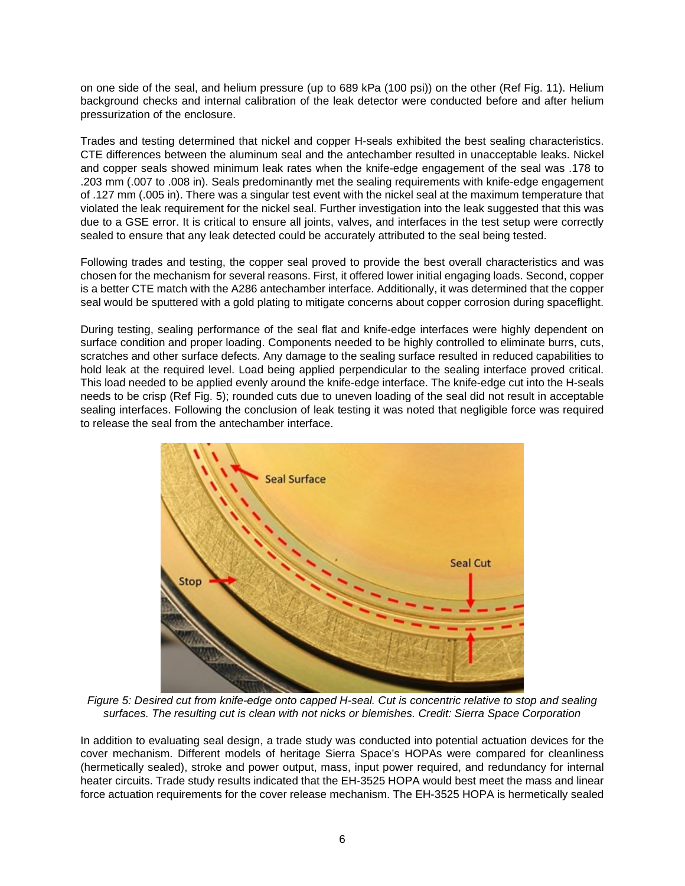on one side of the seal, and helium pressure (up to 689 kPa (100 psi)) on the other (Ref Fig. 11). Helium background checks and internal calibration of the leak detector were conducted before and after helium pressurization of the enclosure.

Trades and testing determined that nickel and copper H-seals exhibited the best sealing characteristics. CTE differences between the aluminum seal and the antechamber resulted in unacceptable leaks. Nickel and copper seals showed minimum leak rates when the knife-edge engagement of the seal was .178 to .203 mm (.007 to .008 in). Seals predominantly met the sealing requirements with knife-edge engagement of .127 mm (.005 in). There was a singular test event with the nickel seal at the maximum temperature that violated the leak requirement for the nickel seal. Further investigation into the leak suggested that this was due to a GSE error. It is critical to ensure all joints, valves, and interfaces in the test setup were correctly sealed to ensure that any leak detected could be accurately attributed to the seal being tested.

Following trades and testing, the copper seal proved to provide the best overall characteristics and was chosen for the mechanism for several reasons. First, it offered lower initial engaging loads. Second, copper is a better CTE match with the A286 antechamber interface. Additionally, it was determined that the copper seal would be sputtered with a gold plating to mitigate concerns about copper corrosion during spaceflight.

During testing, sealing performance of the seal flat and knife-edge interfaces were highly dependent on surface condition and proper loading. Components needed to be highly controlled to eliminate burrs, cuts, scratches and other surface defects. Any damage to the sealing surface resulted in reduced capabilities to hold leak at the required level. Load being applied perpendicular to the sealing interface proved critical. This load needed to be applied evenly around the knife-edge interface. The knife-edge cut into the H-seals needs to be crisp (Ref Fig. 5); rounded cuts due to uneven loading of the seal did not result in acceptable sealing interfaces. Following the conclusion of leak testing it was noted that negligible force was required to release the seal from the antechamber interface.

*Figure 5: Desired cut from knife-edge onto capped H-seal. Cut is concentric relative to stop and sealing surfaces. The resulting cut is clean with not nicks or blemishes. Credit: Sierra Space Corporation*

In addition to evaluating seal design, a trade study was conducted into potential actuation devices for the cover mechanism. Different models of heritage Sierra Space's HOPAs were compared for cleanliness (hermetically sealed), stroke and power output, mass, input power required, and redundancy for internal heater circuits. Trade study results indicated that the EH-3525 HOPA would best meet the mass and linear force actuation requirements for the cover release mechanism. The EH-3525 HOPA is hermetically sealed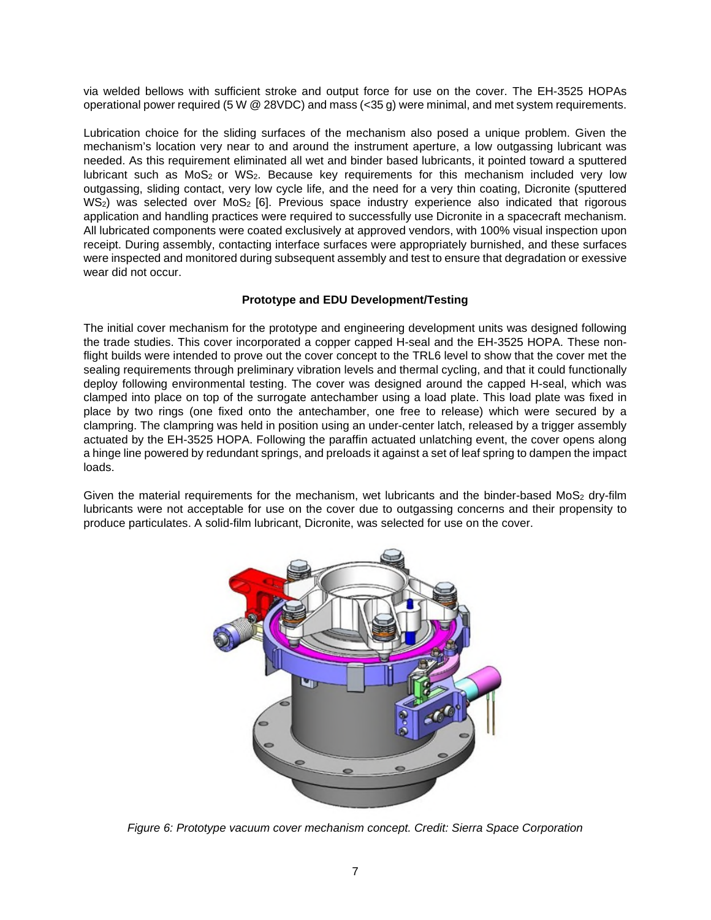via welded bellows with sufficient stroke and output force for use on the cover. The EH-3525 HOPAs operational power required (5 W @ 28VDC) and mass (<35 g) were minimal, and met system requirements.

Lubrication choice for the sliding surfaces of the mechanism also posed a unique problem. Given the mechanism's location very near to and around the instrument aperture, a low outgassing lubricant was needed. As this requirement eliminated all wet and binder based lubricants, it pointed toward a sputtered lubricant such as $MoS_2$ or $WS_2$. Because key requirements for this mechanism included very low outgassing, sliding contact, very low cycle life, and the need for a very thin coating, Dicronite (sputtered $WS_2$) was selected over $MoS_2$ [6]. Previous space industry experience also indicated that rigorous application and handling practices were required to successfully use Dicronite in a spacecraft mechanism. All lubricated components were coated exclusively at approved vendors, with 100% visual inspection upon receipt. During assembly, contacting interface surfaces were appropriately burnished, and these surfaces were inspected and monitored during subsequent assembly and test to ensure that degradation or exessive wear did not occur.

## Prototype and EDU Development/Testing

The initial cover mechanism for the prototype and engineering development units was designed following the trade studies. This cover incorporated a copper capped H-seal and the EH-3525 HOPA. These non-flight builds were intended to prove out the cover concept to the TRL6 level to show that the cover met the sealing requirements through preliminary vibration levels and thermal cycling, and that it could functionally deploy following environmental testing. The cover was designed around the capped H-seal, which was clamped into place on top of the surrogate antechamber using a load plate. This load plate was fixed in place by two rings (one fixed onto the antechamber, one free to release) which were secured by a clampring. The clampring was held in position using an under-center latch, released by a trigger assembly actuated by the EH-3525 HOPA. Following the paraffin actuated unlatching event, the cover opens along a hinge line powered by redundant springs, and preloads it against a set of leaf spring to dampen the impact loads.

Given the material requirements for the mechanism, wet lubricants and the binder-based $MoS_2$ dry-film lubricants were not acceptable for use on the cover due to outgassing concerns and their propensity to produce particulates. A solid-film lubricant, Dicronite, was selected for use on the cover.

*Figure 6: Prototype vacuum cover mechanism concept. Credit: Sierra Space Corporation*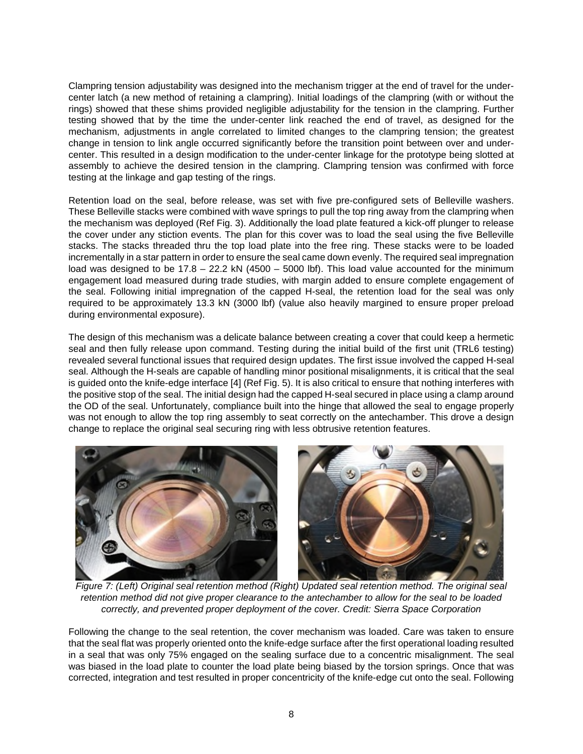Clampring tension adjustability was designed into the mechanism trigger at the end of travel for the under-center latch (a new method of retaining a clampring). Initial loadings of the clampring (with or without the rings) showed that these shims provided negligible adjustability for the tension in the clampring. Further testing showed that by the time the under-center link reached the end of travel, as designed for the mechanism, adjustments in angle correlated to limited changes to the clampring tension; the greatest change in tension to link angle occurred significantly before the transition point between over and under-center. This resulted in a design modification to the under-center linkage for the prototype being slotted at assembly to achieve the desired tension in the clampring. Clampring tension was confirmed with force testing at the linkage and gap testing of the rings.

Retention load on the seal, before release, was set with five pre-configured sets of Belleville washers. These Belleville stacks were combined with wave springs to pull the top ring away from the clampring when the mechanism was deployed (Ref Fig. 3). Additionally the load plate featured a kick-off plunger to release the cover under any stiction events. The plan for this cover was to load the seal using the five Belleville stacks. The stacks threaded thru the top load plate into the free ring. These stacks were to be loaded incrementally in a star pattern in order to ensure the seal came down evenly. The required seal impregnation load was designed to be 17.8 – 22.2 kN (4500 – 5000 lbf). This load value accounted for the minimum engagement load measured during trade studies, with margin added to ensure complete engagement of the seal. Following initial impregnation of the capped H-seal, the retention load for the seal was only required to be approximately 13.3 kN (3000 lbf) (value also heavily margined to ensure proper preload during environmental exposure).

The design of this mechanism was a delicate balance between creating a cover that could keep a hermetic seal and then fully release upon command. Testing during the initial build of the first unit (TRL6 testing) revealed several functional issues that required design updates. The first issue involved the capped H-seal seal. Although the H-seals are capable of handling minor positional misalignments, it is critical that the seal is guided onto the knife-edge interface [4] (Ref Fig. 5). It is also critical to ensure that nothing interferes with the positive stop of the seal. The initial design had the capped H-seal secured in place using a clamp around the OD of the seal. Unfortunately, compliance built into the hinge that allowed the seal to engage properly was not enough to allow the top ring assembly to seat correctly on the antechamber. This drove a design change to replace the original seal securing ring with less obtrusive retention features.

*Figure 7: (Left) Original seal retention method (Right) Updated seal retention method. The original seal retention method did not give proper clearance to the antechamber to allow for the seal to be loaded correctly, and prevented proper deployment of the cover. Credit: Sierra Space Corporation*

Following the change to the seal retention, the cover mechanism was loaded. Care was taken to ensure that the seal flat was properly oriented onto the knife-edge surface after the first operational loading resulted in a seal that was only 75% engaged on the sealing surface due to a concentric misalignment. The seal was biased in the load plate to counter the load plate being biased by the torsion springs. Once that was corrected, integration and test resulted in proper concentricity of the knife-edge cut onto the seal. Following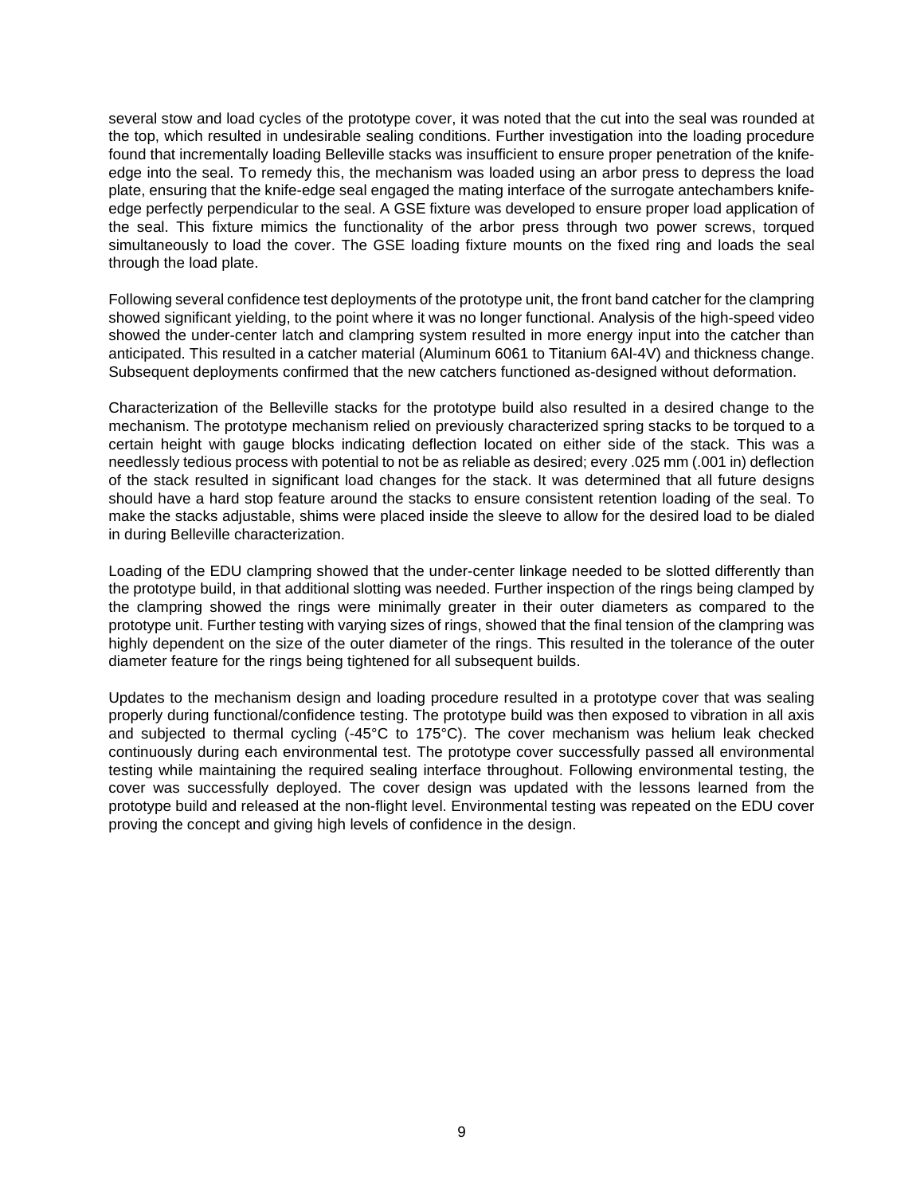several stow and load cycles of the prototype cover, it was noted that the cut into the seal was rounded at the top, which resulted in undesirable sealing conditions. Further investigation into the loading procedure found that incrementally loading Belleville stacks was insufficient to ensure proper penetration of the knife-edge into the seal. To remedy this, the mechanism was loaded using an arbor press to depress the load plate, ensuring that the knife-edge seal engaged the mating interface of the surrogate antechambers knife-edge perfectly perpendicular to the seal. A GSE fixture was developed to ensure proper load application of the seal. This fixture mimics the functionality of the arbor press through two power screws, torqued simultaneously to load the cover. The GSE loading fixture mounts on the fixed ring and loads the seal through the load plate.

Following several confidence test deployments of the prototype unit, the front band catcher for the clampring showed significant yielding, to the point where it was no longer functional. Analysis of the high-speed video showed the under-center latch and clampring system resulted in more energy input into the catcher than anticipated. This resulted in a catcher material (Aluminum 6061 to Titanium 6Al-4V) and thickness change. Subsequent deployments confirmed that the new catchers functioned as-designed without deformation.

Characterization of the Belleville stacks for the prototype build also resulted in a desired change to the mechanism. The prototype mechanism relied on previously characterized spring stacks to be torqued to a certain height with gauge blocks indicating deflection located on either side of the stack. This was a needlessly tedious process with potential to not be as reliable as desired; every .025 mm (.001 in) deflection of the stack resulted in significant load changes for the stack. It was determined that all future designs should have a hard stop feature around the stacks to ensure consistent retention loading of the seal. To make the stacks adjustable, shims were placed inside the sleeve to allow for the desired load to be dialed in during Belleville characterization.

Loading of the EDU clampring showed that the under-center linkage needed to be slotted differently than the prototype build, in that additional slotting was needed. Further inspection of the rings being clamped by the clampring showed the rings were minimally greater in their outer diameters as compared to the prototype unit. Further testing with varying sizes of rings, showed that the final tension of the clampring was highly dependent on the size of the outer diameter of the rings. This resulted in the tolerance of the outer diameter feature for the rings being tightened for all subsequent builds.

Updates to the mechanism design and loading procedure resulted in a prototype cover that was sealing properly during functional/confidence testing. The prototype build was then exposed to vibration in all axis and subjected to thermal cycling (-45°C to 175°C). The cover mechanism was helium leak checked continuously during each environmental test. The prototype cover successfully passed all environmental testing while maintaining the required sealing interface throughout. Following environmental testing, the cover was successfully deployed. The cover design was updated with the lessons learned from the prototype build and released at the non-flight level. Environmental testing was repeated on the EDU cover proving the concept and giving high levels of confidence in the design.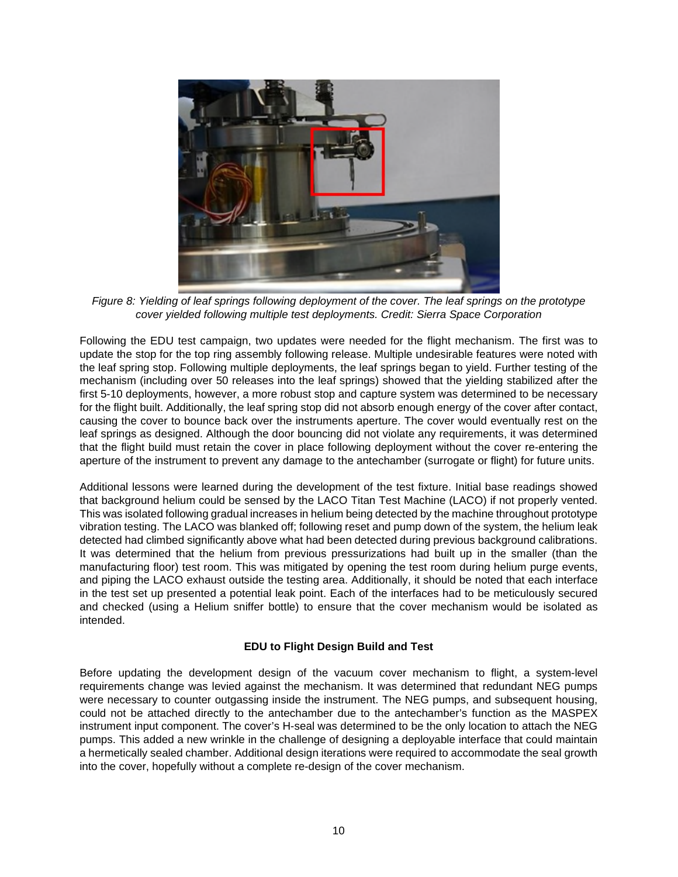*Figure 8: Yielding of leaf springs following deployment of the cover. The leaf springs on the prototype cover yielded following multiple test deployments. Credit: Sierra Space Corporation*

Following the EDU test campaign, two updates were needed for the flight mechanism. The first was to update the stop for the top ring assembly following release. Multiple undesirable features were noted with the leaf spring stop. Following multiple deployments, the leaf springs began to yield. Further testing of the mechanism (including over 50 releases into the leaf springs) showed that the yielding stabilized after the first 5-10 deployments, however, a more robust stop and capture system was determined to be necessary for the flight built. Additionally, the leaf spring stop did not absorb enough energy of the cover after contact, causing the cover to bounce back over the instruments aperture. The cover would eventually rest on the leaf springs as designed. Although the door bouncing did not violate any requirements, it was determined that the flight build must retain the cover in place following deployment without the cover re-entering the aperture of the instrument to prevent any damage to the antechamber (surrogate or flight) for future units.

Additional lessons were learned during the development of the test fixture. Initial base readings showed that background helium could be sensed by the LACO Titan Test Machine (LACO) if not properly vented. This was isolated following gradual increases in helium being detected by the machine throughout prototype vibration testing. The LACO was blanked off; following reset and pump down of the system, the helium leak detected had climbed significantly above what had been detected during previous background calibrations. It was determined that the helium from previous pressurizations had built up in the smaller (than the manufacturing floor) test room. This was mitigated by opening the test room during helium purge events, and piping the LACO exhaust outside the testing area. Additionally, it should be noted that each interface in the test set up presented a potential leak point. Each of the interfaces had to be meticulously secured and checked (using a Helium sniffer bottle) to ensure that the cover mechanism would be isolated as intended.

### EDU to Flight Design Build and Test

Before updating the development design of the vacuum cover mechanism to flight, a system-level requirements change was levied against the mechanism. It was determined that redundant NEG pumps were necessary to counter outgassing inside the instrument. The NEG pumps, and subsequent housing, could not be attached directly to the antechamber due to the antechamber's function as the MASPEX instrument input component. The cover's H-seal was determined to be the only location to attach the NEG pumps. This added a new wrinkle in the challenge of designing a deployable interface that could maintain a hermetically sealed chamber. Additional design iterations were required to accommodate the seal growth into the cover, hopefully without a complete re-design of the cover mechanism.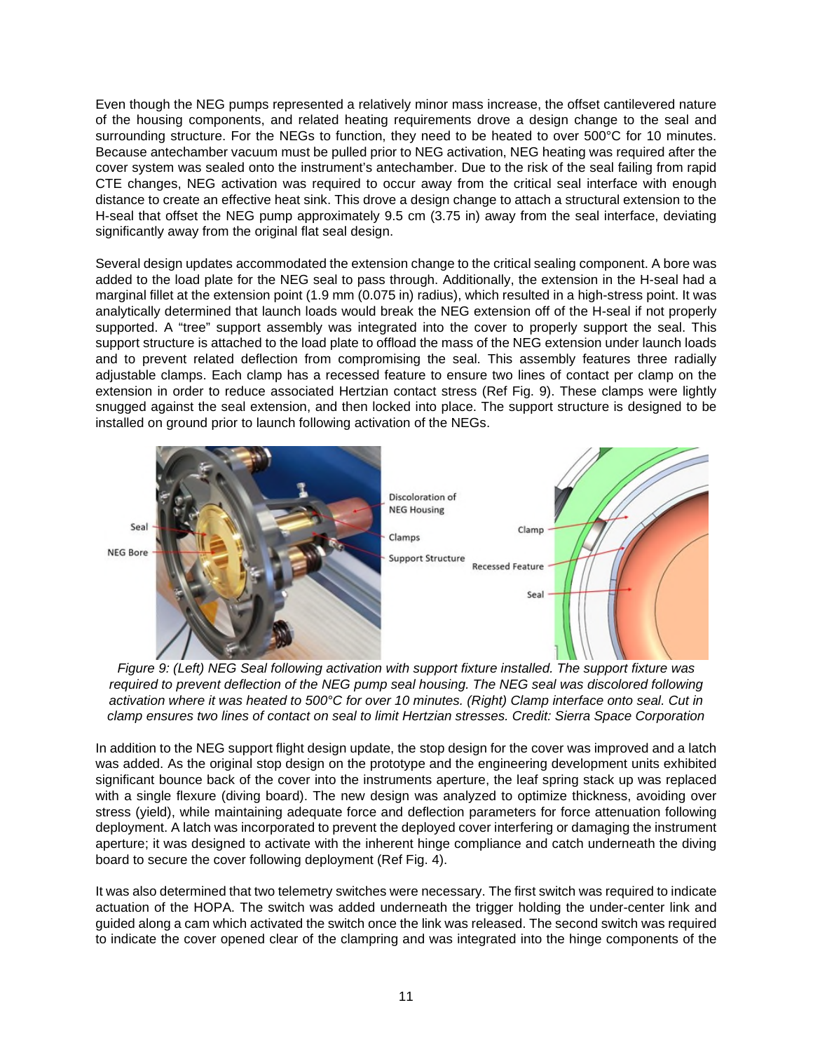Even though the NEG pumps represented a relatively minor mass increase, the offset cantilevered nature of the housing components, and related heating requirements drove a design change to the seal and surrounding structure. For the NEGs to function, they need to be heated to over 500°C for 10 minutes. Because antechamber vacuum must be pulled prior to NEG activation, NEG heating was required after the cover system was sealed onto the instrument's antechamber. Due to the risk of the seal failing from rapid CTE changes, NEG activation was required to occur away from the critical seal interface with enough distance to create an effective heat sink. This drove a design change to attach a structural extension to the H-seal that offset the NEG pump approximately 9.5 cm (3.75 in) away from the seal interface, deviating significantly away from the original flat seal design.

Several design updates accommodated the extension change to the critical sealing component. A bore was added to the load plate for the NEG seal to pass through. Additionally, the extension in the H-seal had a marginal fillet at the extension point (1.9 mm (0.075 in) radius), which resulted in a high-stress point. It was analytically determined that launch loads would break the NEG extension off of the H-seal if not properly supported. A "tree" support assembly was integrated into the cover to properly support the seal. This support structure is attached to the load plate to offload the mass of the NEG extension under launch loads and to prevent related deflection from compromising the seal. This assembly features three radially adjustable clamps. Each clamp has a recessed feature to ensure two lines of contact per clamp on the extension in order to reduce associated Hertzian contact stress (Ref Fig. 9). These clamps were lightly snugged against the seal extension, and then locked into place. The support structure is designed to be installed on ground prior to launch following activation of the NEGs.

*Figure 9: (Left) NEG Seal following activation with support fixture installed. The support fixture was required to prevent deflection of the NEG pump seal housing. The NEG seal was discolored following activation where it was heated to 500°C for over 10 minutes. (Right) Clamp interface onto seal. Cut in clamp ensures two lines of contact on seal to limit Hertzian stresses. Credit: Sierra Space Corporation*

In addition to the NEG support flight design update, the stop design for the cover was improved and a latch was added. As the original stop design on the prototype and the engineering development units exhibited significant bounce back of the cover into the instruments aperture, the leaf spring stack up was replaced with a single flexure (diving board). The new design was analyzed to optimize thickness, avoiding over stress (yield), while maintaining adequate force and deflection parameters for force attenuation following deployment. A latch was incorporated to prevent the deployed cover interfering or damaging the instrument aperture; it was designed to activate with the inherent hinge compliance and catch underneath the diving board to secure the cover following deployment (Ref Fig. 4).

It was also determined that two telemetry switches were necessary. The first switch was required to indicate actuation of the HOPA. The switch was added underneath the trigger holding the under-center link and guided along a cam which activated the switch once the link was released. The second switch was required to indicate the cover opened clear of the clampring and was integrated into the hinge components of the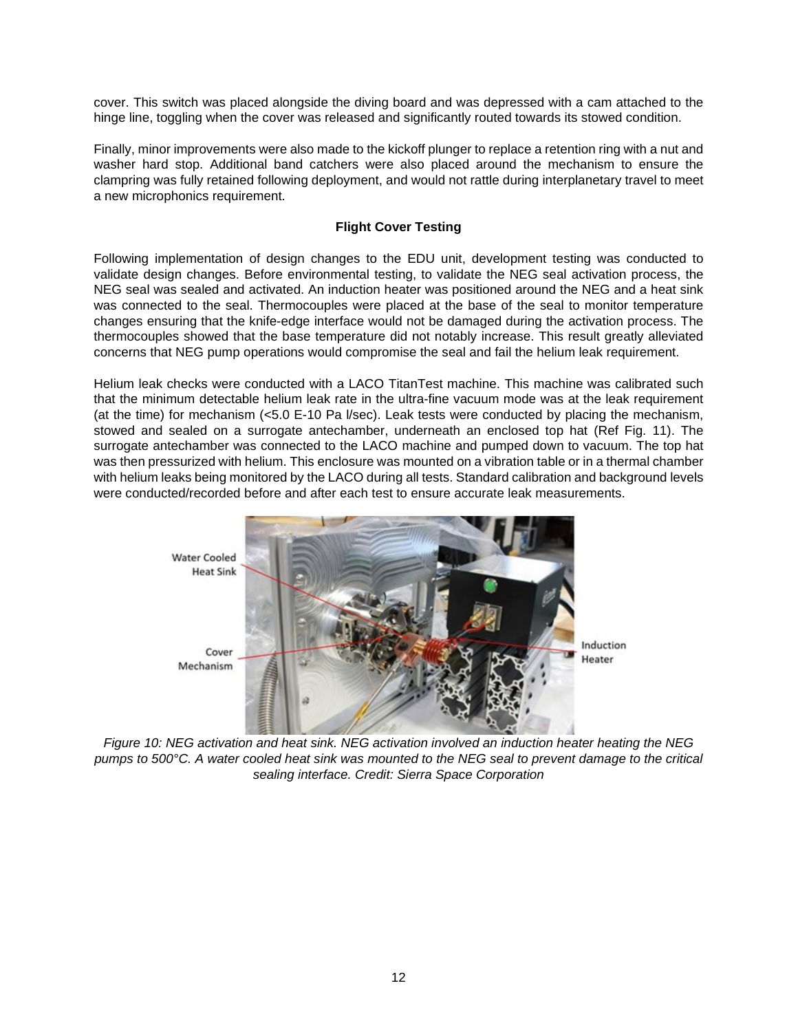cover. This switch was placed alongside the diving board and was depressed with a cam attached to the hinge line, toggling when the cover was released and significantly routed towards its stowed condition.

Finally, minor improvements were also made to the kickoff plunger to replace a retention ring with a nut and washer hard stop. Additional band catchers were also placed around the mechanism to ensure the clampring was fully retained following deployment, and would not rattle during interplanetary travel to meet a new microphonics requirement.

## Flight Cover Testing

Following implementation of design changes to the EDU unit, development testing was conducted to validate design changes. Before environmental testing, to validate the NEG seal activation process, the NEG seal was sealed and activated. An induction heater was positioned around the NEG and a heat sink was connected to the seal. Thermocouples were placed at the base of the seal to monitor temperature changes ensuring that the knife-edge interface would not be damaged during the activation process. The thermocouples showed that the base temperature did not notably increase. This result greatly alleviated concerns that NEG pump operations would compromise the seal and fail the helium leak requirement.

Helium leak checks were conducted with a LACO TitanTest machine. This machine was calibrated such that the minimum detectable helium leak rate in the ultra-fine vacuum mode was at the leak requirement (at the time) for mechanism (<5.0 E-10 Pa l/sec). Leak tests were conducted by placing the mechanism, stowed and sealed on a surrogate antechamber, underneath an enclosed top hat (Ref Fig. 11). The surrogate antechamber was connected to the LACO machine and pumped down to vacuum. The top hat was then pressurized with helium. This enclosure was mounted on a vibration table or in a thermal chamber with helium leaks being monitored by the LACO during all tests. Standard calibration and background levels were conducted/recorded before and after each test to ensure accurate leak measurements.

*Figure 10: NEG activation and heat sink. NEG activation involved an induction heater heating the NEG pumps to 500°C. A water cooled heat sink was mounted to the NEG seal to prevent damage to the critical sealing interface. Credit: Sierra Space Corporation*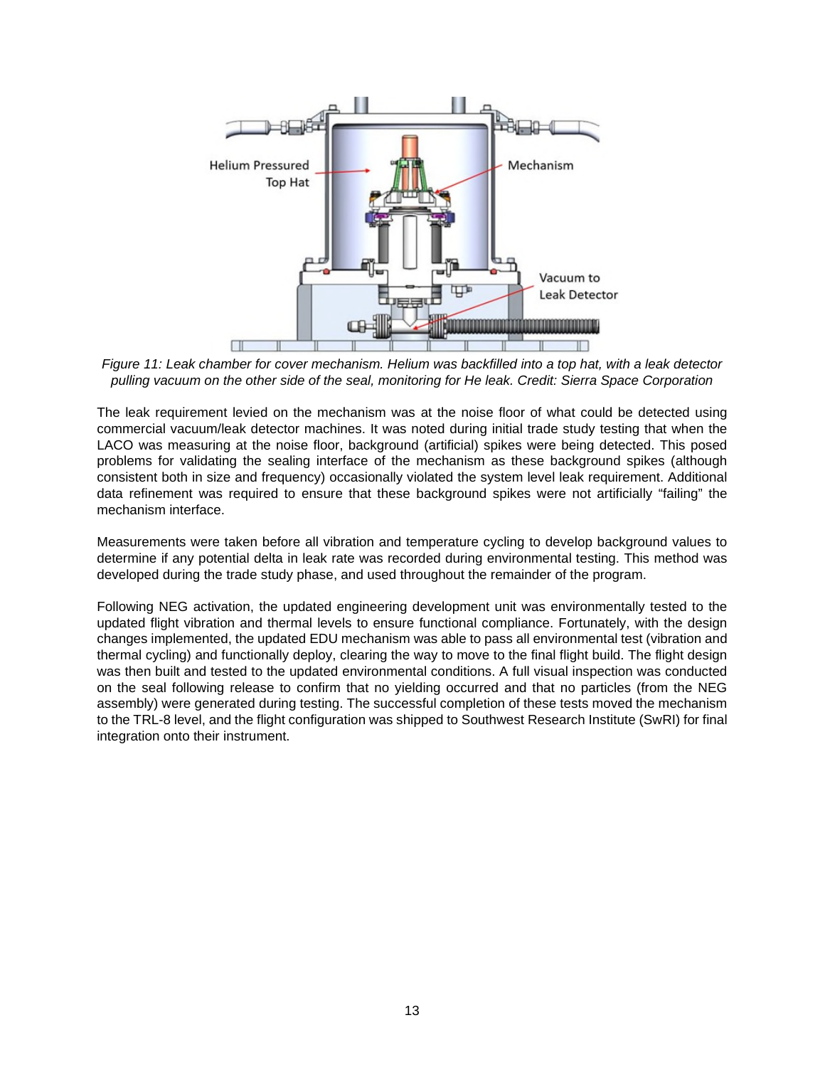*Figure 11: Leak chamber for cover mechanism. Helium was backfilled into a top hat, with a leak detector pulling vacuum on the other side of the seal, monitoring for He leak. Credit: Sierra Space Corporation*

The leak requirement levied on the mechanism was at the noise floor of what could be detected using commercial vacuum/leak detector machines. It was noted during initial trade study testing that when the LACO was measuring at the noise floor, background (artificial) spikes were being detected. This posed problems for validating the sealing interface of the mechanism as these background spikes (although consistent both in size and frequency) occasionally violated the system level leak requirement. Additional data refinement was required to ensure that these background spikes were not artificially "failing" the mechanism interface.

Measurements were taken before all vibration and temperature cycling to develop background values to determine if any potential delta in leak rate was recorded during environmental testing. This method was developed during the trade study phase, and used throughout the remainder of the program.

Following NEG activation, the updated engineering development unit was environmentally tested to the updated flight vibration and thermal levels to ensure functional compliance. Fortunately, with the design changes implemented, the updated EDU mechanism was able to pass all environmental test (vibration and thermal cycling) and functionally deploy, clearing the way to move to the final flight build. The flight design was then built and tested to the updated environmental conditions. A full visual inspection was conducted on the seal following release to confirm that no yielding occurred and that no particles (from the NEG assembly) were generated during testing. The successful completion of these tests moved the mechanism to the TRL-8 level, and the flight configuration was shipped to Southwest Research Institute (SwRI) for final integration onto their instrument.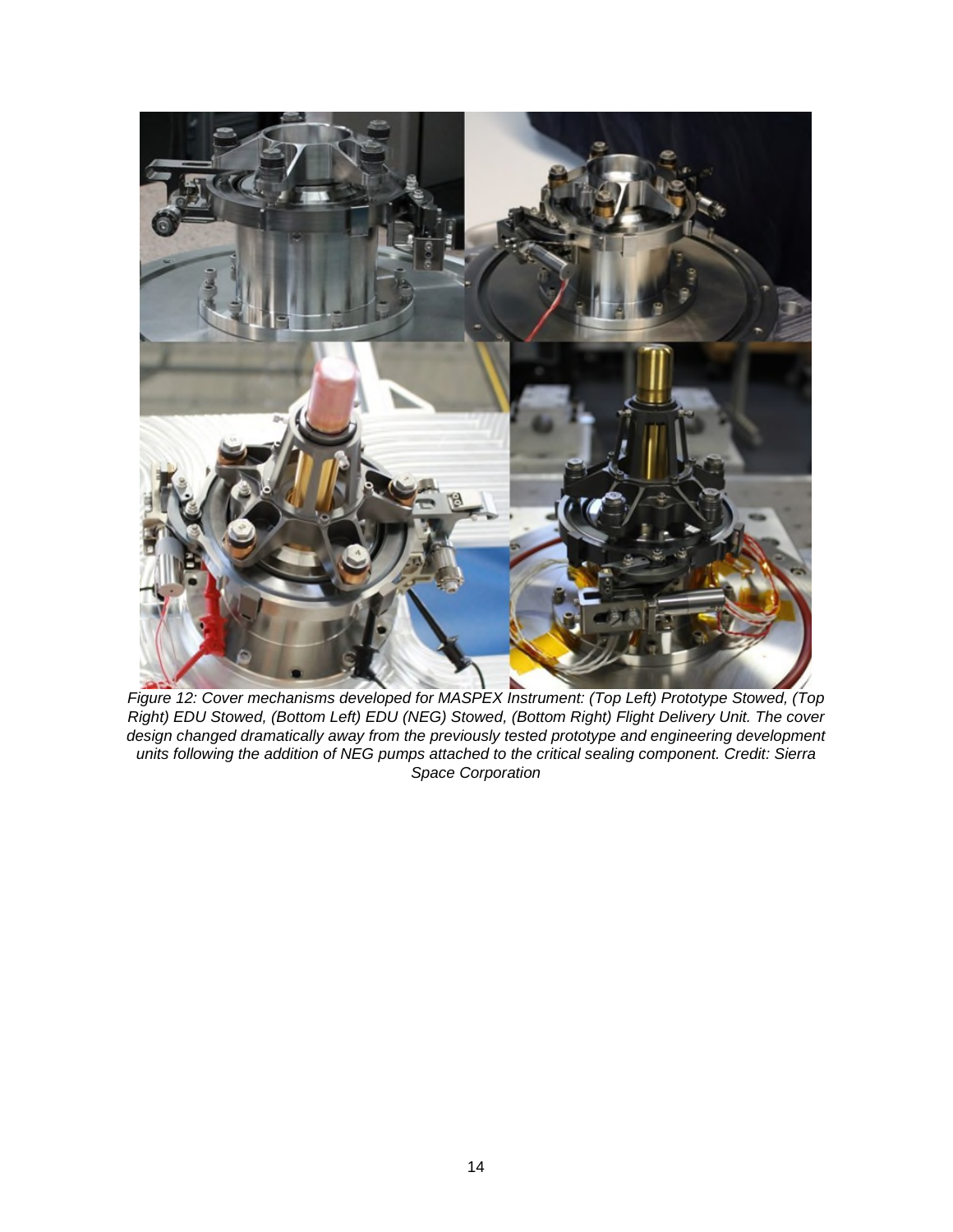*Figure 12: Cover mechanisms developed for MASPEX Instrument: (Top Left) Prototype Stowed, (Top Right) EDU Stowed, (Bottom Left) EDU (NEG) Stowed, (Bottom Right) Flight Delivery Unit. The cover design changed dramatically away from the previously tested prototype and engineering development units following the addition of NEG pumps attached to the critical sealing component. Credit: Sierra Space Corporation*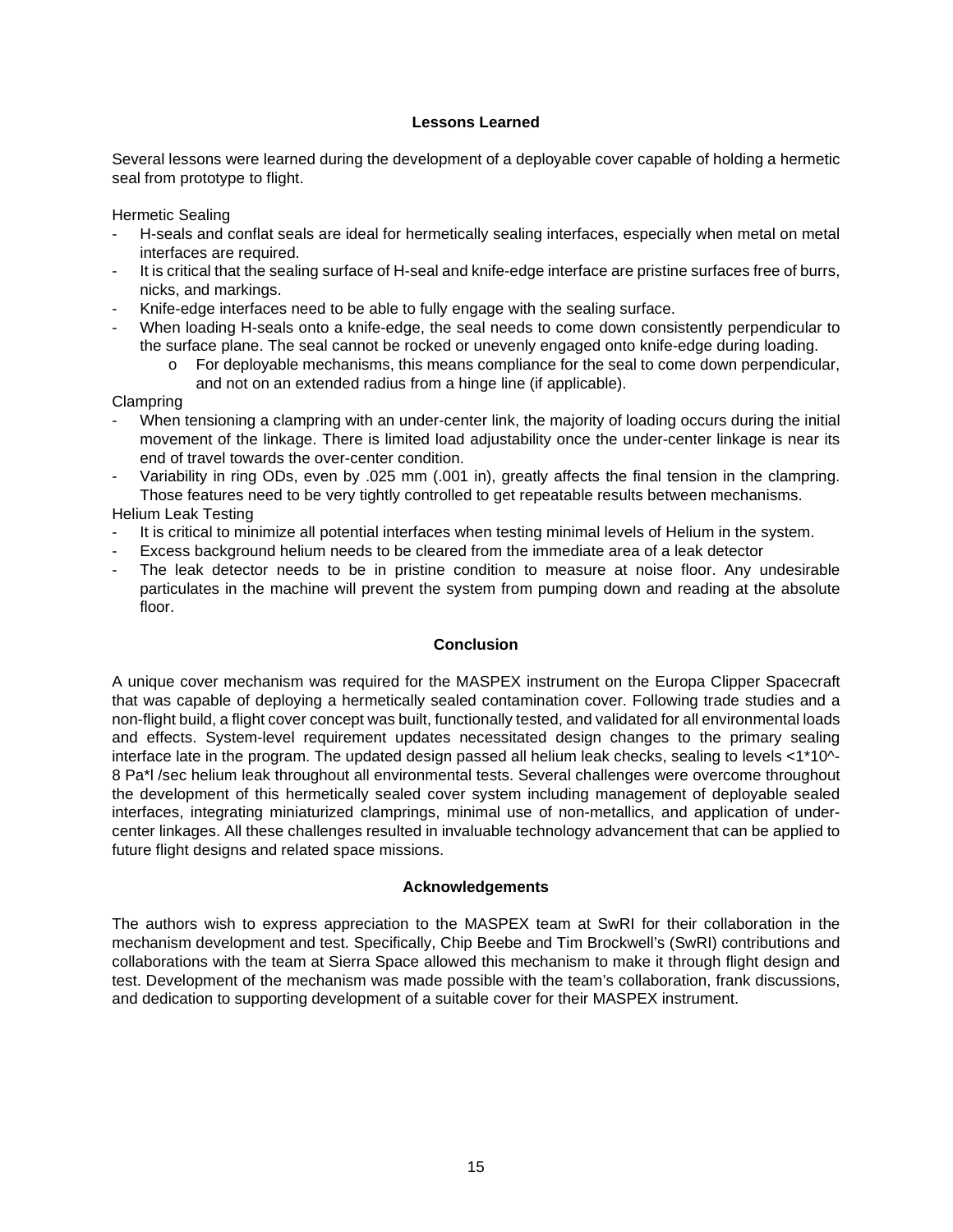## Lessons Learned

Several lessons were learned during the development of a deployable cover capable of holding a hermetic seal from prototype to flight.

Hermetic Sealing

- H-seals and conflat seals are ideal for hermetically sealing interfaces, especially when metal on metal interfaces are required.
- It is critical that the sealing surface of H-seal and knife-edge interface are pristine surfaces free of burrs, nicks, and markings.
- Knife-edge interfaces need to be able to fully engage with the sealing surface.
- When loading H-seals onto a knife-edge, the seal needs to come down consistently perpendicular to the surface plane. The seal cannot be rocked or unevenly engaged onto knife-edge during loading.
  - For deployable mechanisms, this means compliance for the seal to come down perpendicular, and not on an extended radius from a hinge line (if applicable).

Clampring

- When tensioning a clampring with an under-center link, the majority of loading occurs during the initial movement of the linkage. There is limited load adjustability once the under-center linkage is near its end of travel towards the over-center condition.
- Variability in ring ODs, even by .025 mm (.001 in), greatly affects the final tension in the clampring. Those features need to be very tightly controlled to get repeatable results between mechanisms.

Helium Leak Testing

- It is critical to minimize all potential interfaces when testing minimal levels of Helium in the system.
- Excess background helium needs to be cleared from the immediate area of a leak detector
- The leak detector needs to be in pristine condition to measure at noise floor. Any undesirable particulates in the machine will prevent the system from pumping down and reading at the absolute floor.

## Conclusion

A unique cover mechanism was required for the MASPEX instrument on the Europa Clipper Spacecraft that was capable of deploying a hermetically sealed contamination cover. Following trade studies and a non-flight build, a flight cover concept was built, functionally tested, and validated for all environmental loads and effects. System-level requirement updates necessitated design changes to the primary sealing interface late in the program. The updated design passed all helium leak checks, sealing to levels $<1*10^{-8}$ Pa*l /sec helium leak throughout all environmental tests. Several challenges were overcome throughout the development of this hermetically sealed cover system including management of deployable sealed interfaces, integrating miniaturized clamprings, minimal use of non-metallics, and application of under-center linkages. All these challenges resulted in invaluable technology advancement that can be applied to future flight designs and related space missions.

## Acknowledgements

The authors wish to express appreciation to the MASPEX team at SwRI for their collaboration in the mechanism development and test. Specifically, Chip Beebe and Tim Brockwell's (SwRI) contributions and collaborations with the team at Sierra Space allowed this mechanism to make it through flight design and test. Development of the mechanism was made possible with the team's collaboration, frank discussions, and dedication to supporting development of a suitable cover for their MASPEX instrument.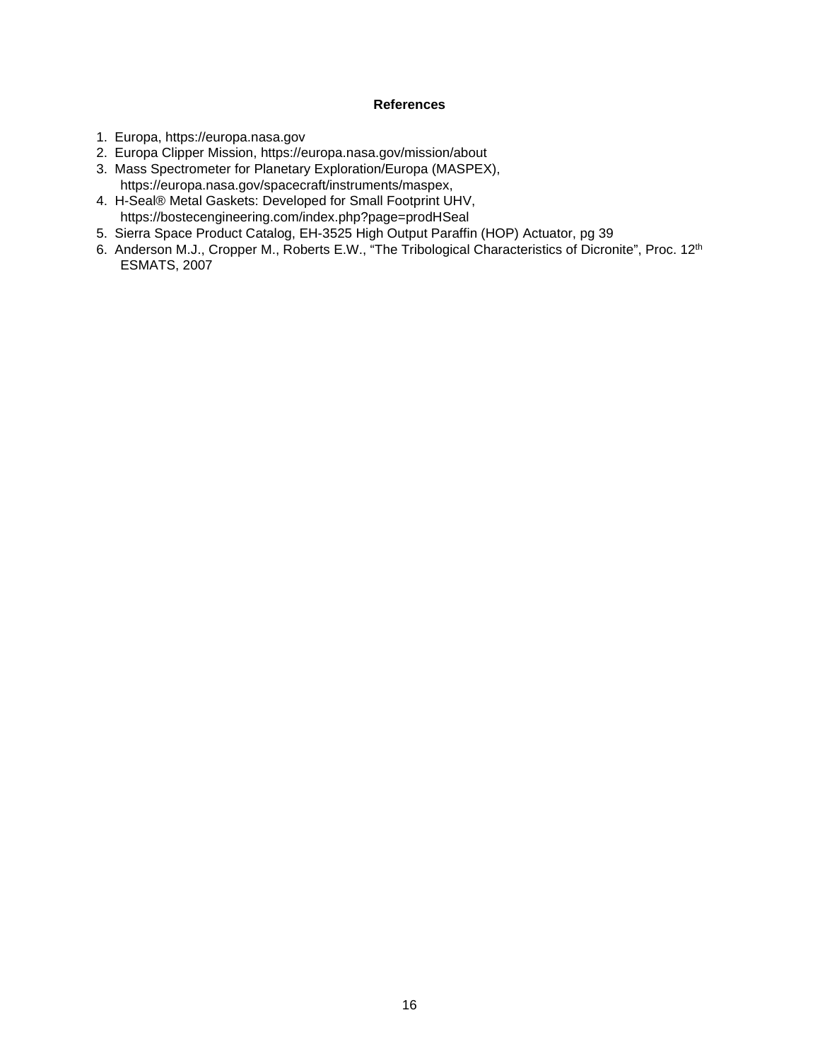## References

1. Europa, https://europa.nasa.gov
2. Europa Clipper Mission, https://europa.nasa.gov/mission/about
3. Mass Spectrometer for Planetary Exploration/Europa (MASPEX), https://europa.nasa.gov/spacecraft/instruments/maspex,
4. H-Seal® Metal Gaskets: Developed for Small Footprint UHV, https://bostecengineering.com/index.php?page=prodHSeal
5. Sierra Space Product Catalog, EH-3525 High Output Paraffin (HOP) Actuator, pg 39
6. Anderson M.J., Cropper M., Roberts E.W., "The Tribological Characteristics of Dicronite", Proc. 12th ESMATS, 2007